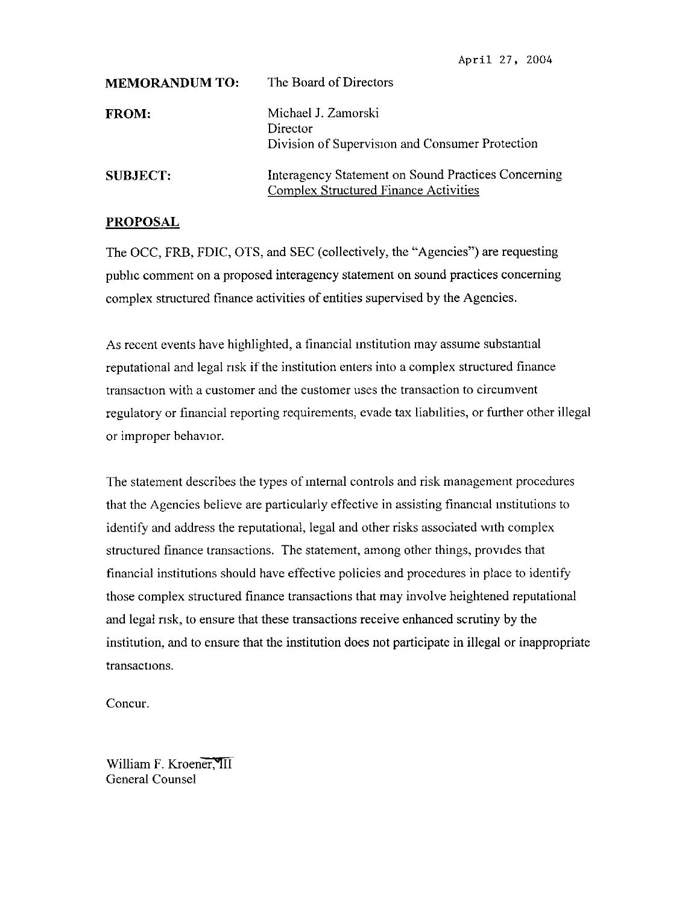April 27, 2004

**MEMORANDUM TO:** The Board of Directors

**FROM:** Michael J. Zamorski
Director
Division of Supervision and Consumer Protection

**SUBJECT:** Interagency Statement on Sound Practices Concerning Complex Structured Finance Activities

## PROPOSAL

The OCC, FRB, FDIC, OTS, and SEC (collectively, the "Agencies") are requesting public comment on a proposed interagency statement on sound practices concerning complex structured finance activities of entities supervised by the Agencies.

As recent events have highlighted, a financial institution may assume substantial reputational and legal risk if the institution enters into a complex structured finance transaction with a customer and the customer uses the transaction to circumvent regulatory or financial reporting requirements, evade tax liabilities, or further other illegal or improper behavior.

The statement describes the types of internal controls and risk management procedures that the Agencies believe are particularly effective in assisting financial institutions to identify and address the reputational, legal and other risks associated with complex structured finance transactions. The statement, among other things, provides that financial institutions should have effective policies and procedures in place to identify those complex structured finance transactions that may involve heightened reputational and legal risk, to ensure that these transactions receive enhanced scrutiny by the institution, and to ensure that the institution does not participate in illegal or inappropriate transactions.

Concur.

William F. Kroener, III
General Counsel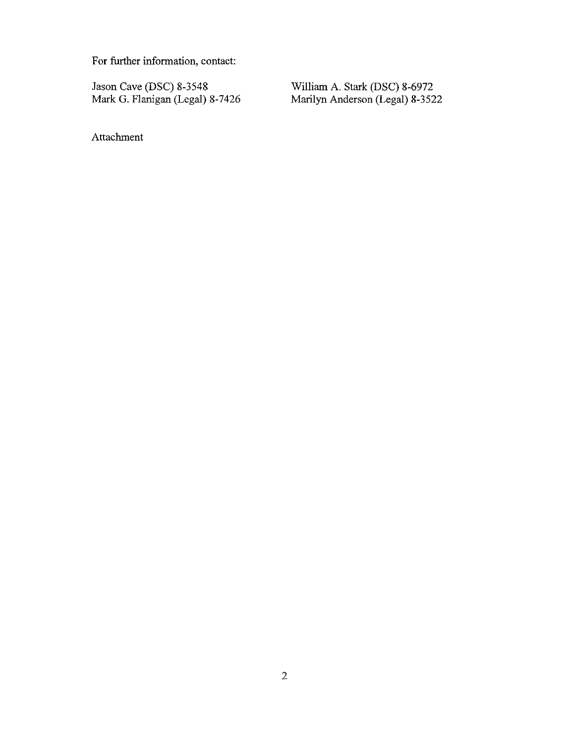For further information, contact:

Jason Cave (DSC) 8-3548
Mark G. Flanigan (Legal) 8-7426

William A. Stark (DSC) 8-6972
Marilyn Anderson (Legal) 8-3522

Attachment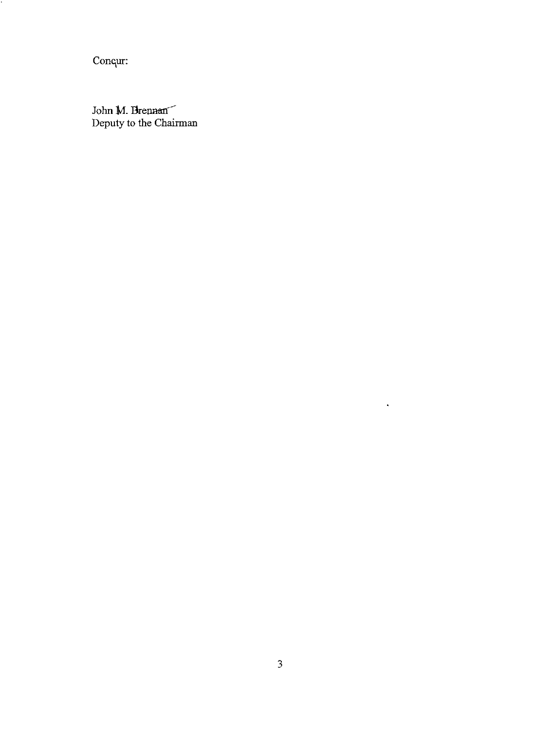Concur:

John M. Brennan
Deputy to the Chairman